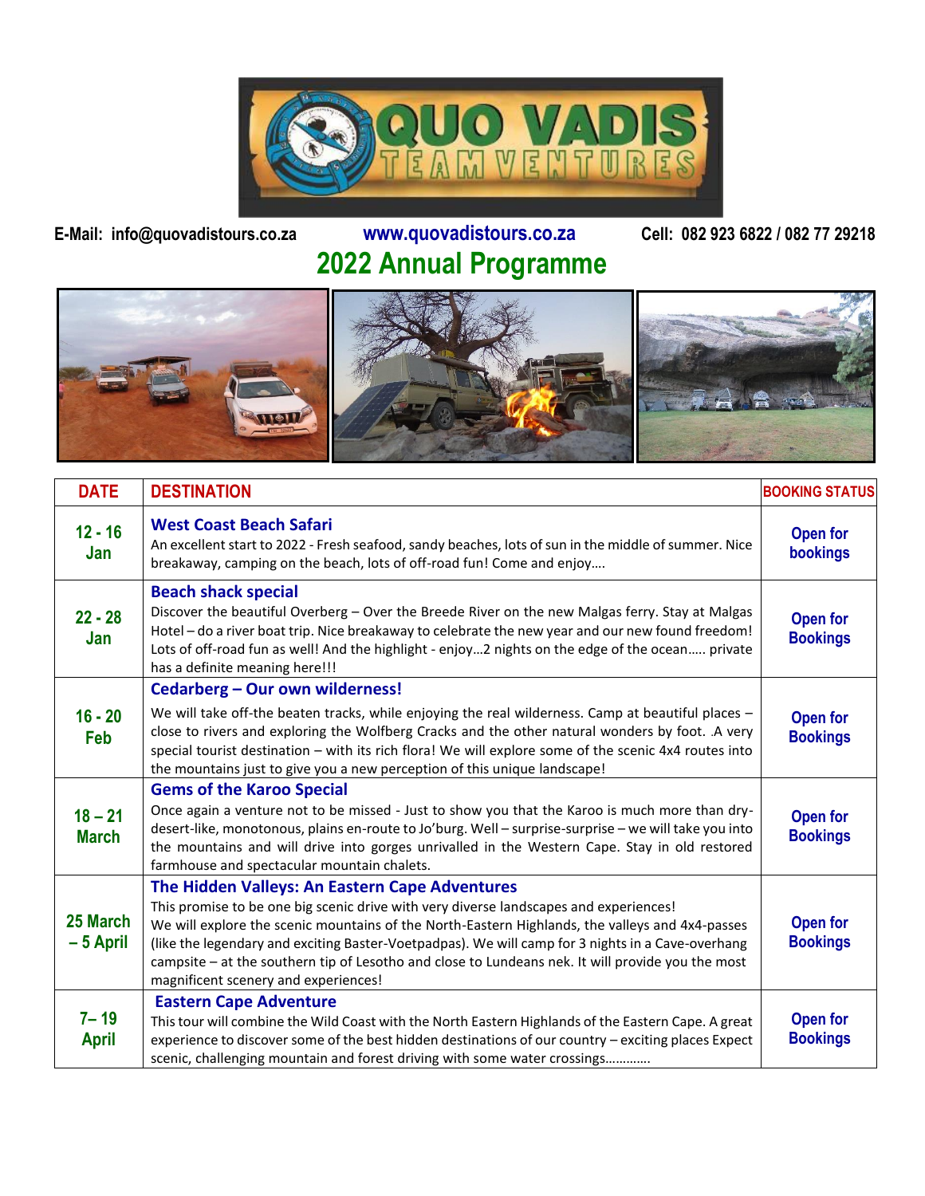**E-Mail: info@quovadistours.co.za** **www.quovadistours.co.za** **Cell: 082 923 6822 / 082 77 29218**

# 2022 Annual Programme

| DATE | DESTINATION | BOOKING STATUS |
|---|---|---|
| 12 - 16 Jan | **West Coast Beach Safari**<br>An excellent start to 2022 - Fresh seafood, sandy beaches, lots of sun in the middle of summer. Nice breakaway, camping on the beach, lots of off-road fun! Come and enjoy…. | Open for bookings |
| 22 - 28 Jan | **Beach shack special**<br>Discover the beautiful Overberg – Over the Breede River on the new Malgas ferry. Stay at Malgas Hotel – do a river boat trip. Nice breakaway to celebrate the new year and our new found freedom! Lots of off-road fun as well! And the highlight - enjoy…2 nights on the edge of the ocean….. private has a definite meaning here!!! | Open for Bookings |
| 16 - 20 Feb | **Cedarberg – Our own wilderness!**<br>We will take off-the beaten tracks, while enjoying the real wilderness. Camp at beautiful places – close to rivers and exploring the Wolfberg Cracks and the other natural wonders by foot. .A very special tourist destination – with its rich flora! We will explore some of the scenic 4x4 routes into the mountains just to give you a new perception of this unique landscape! | Open for Bookings |
| 18 – 21 March | **Gems of the Karoo Special**<br>Once again a venture not to be missed - Just to show you that the Karoo is much more than dry-desert-like, monotonous, plains en-route to Jo'burg. Well – surprise-surprise – we will take you into the mountains and will drive into gorges unrivalled in the Western Cape. Stay in old restored farmhouse and spectacular mountain chalets. | Open for Bookings |
| 25 March – 5 April | **The Hidden Valleys: An Eastern Cape Adventures**<br>This promise to be one big scenic drive with very diverse landscapes and experiences!<br>We will explore the scenic mountains of the North-Eastern Highlands, the valleys and 4x4-passes (like the legendary and exciting Baster-Voetpadpas). We will camp for 3 nights in a Cave-overhang campsite – at the southern tip of Lesotho and close to Lundeans nek. It will provide you the most magnificent scenery and experiences! | Open for Bookings |
| 7– 19 April | **Eastern Cape Adventure**<br>This tour will combine the Wild Coast with the North Eastern Highlands of the Eastern Cape. A great experience to discover some of the best hidden destinations of our country – exciting places Expect scenic, challenging mountain and forest driving with some water crossings………… | Open for Bookings |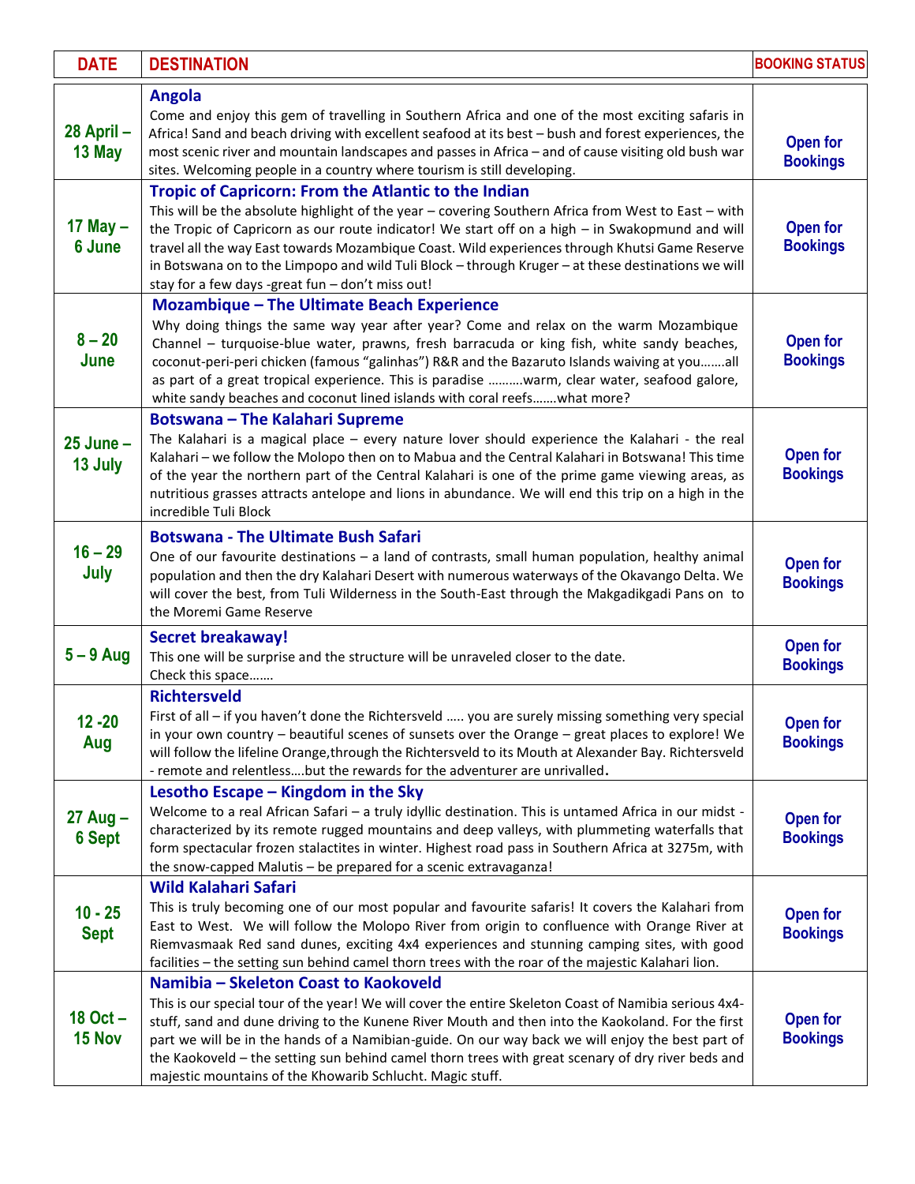| DATE | DESTINATION | BOOKING STATUS |
|---|---|---|
| 28 April – 13 May | **Angola**<br>Come and enjoy this gem of travelling in Southern Africa and one of the most exciting safaris in Africa! Sand and beach driving with excellent seafood at its best – bush and forest experiences, the most scenic river and mountain landscapes and passes in Africa – and of cause visiting old bush war sites. Welcoming people in a country where tourism is still developing. | Open for Bookings |
| 17 May – 6 June | **Tropic of Capricorn: From the Atlantic to the Indian**<br>This will be the absolute highlight of the year – covering Southern Africa from West to East – with the Tropic of Capricorn as our route indicator! We start off on a high – in Swakopmund and will travel all the way East towards Mozambique Coast. Wild experiences through Khutsi Game Reserve in Botswana on to the Limpopo and wild Tuli Block – through Kruger – at these destinations we will stay for a few days -great fun – don't miss out! | Open for Bookings |
| 8 – 20 June | **Mozambique – The Ultimate Beach Experience**<br>Why doing things the same way year after year? Come and relax on the warm Mozambique Channel – turquoise-blue water, prawns, fresh barracuda or king fish, white sandy beaches, coconut-peri-peri chicken (famous "galinhas") R&R and the Bazaruto Islands waiving at you…….all as part of a great tropical experience. This is paradise ……….warm, clear water, seafood galore, white sandy beaches and coconut lined islands with coral reefs…….what more? | Open for Bookings |
| 25 June – 13 July | **Botswana – The Kalahari Supreme**<br>The Kalahari is a magical place – every nature lover should experience the Kalahari - the real Kalahari – we follow the Molopo then on to Mabua and the Central Kalahari in Botswana! This time of the year the northern part of the Central Kalahari is one of the prime game viewing areas, as nutritious grasses attracts antelope and lions in abundance. We will end this trip on a high in the incredible Tuli Block | Open for Bookings |
| 16 – 29 July | **Botswana - The Ultimate Bush Safari**<br>One of our favourite destinations – a land of contrasts, small human population, healthy animal population and then the dry Kalahari Desert with numerous waterways of the Okavango Delta. We will cover the best, from Tuli Wilderness in the South-East through the Makgadikgadi Pans on to the Moremi Game Reserve | Open for Bookings |
| 5 – 9 Aug | **Secret breakaway!**<br>This one will be surprise and the structure will be unraveled closer to the date.<br>Check this space……. | Open for Bookings |
| 12 -20 Aug | **Richtersveld**<br>First of all – if you haven't done the Richtersveld ….. you are surely missing something very special in your own country – beautiful scenes of sunsets over the Orange – great places to explore! We will follow the lifeline Orange,through the Richtersveld to its Mouth at Alexander Bay. Richtersveld - remote and relentless….but the rewards for the adventurer are unrivalled. | Open for Bookings |
| 27 Aug – 6 Sept | **Lesotho Escape – Kingdom in the Sky**<br>Welcome to a real African Safari – a truly idyllic destination. This is untamed Africa in our midst - characterized by its remote rugged mountains and deep valleys, with plummeting waterfalls that form spectacular frozen stalactites in winter. Highest road pass in Southern Africa at 3275m, with the snow-capped Malutis – be prepared for a scenic extravaganza! | Open for Bookings |
| 10 - 25 Sept | **Wild Kalahari Safari**<br>This is truly becoming one of our most popular and favourite safaris! It covers the Kalahari from East to West. We will follow the Molopo River from origin to confluence with Orange River at Riemvasmaak Red sand dunes, exciting 4x4 experiences and stunning camping sites, with good facilities – the setting sun behind camel thorn trees with the roar of the majestic Kalahari lion. | Open for Bookings |
| 18 Oct – 15 Nov | **Namibia – Skeleton Coast to Kaokoveld**<br>This is our special tour of the year! We will cover the entire Skeleton Coast of Namibia serious 4x4-stuff, sand and dune driving to the Kunene River Mouth and then into the Kaokoland. For the first part we will be in the hands of a Namibian-guide. On our way back we will enjoy the best part of the Kaokoveld – the setting sun behind camel thorn trees with great scenary of dry river beds and majestic mountains of the Khowarib Schlucht. Magic stuff. | Open for Bookings |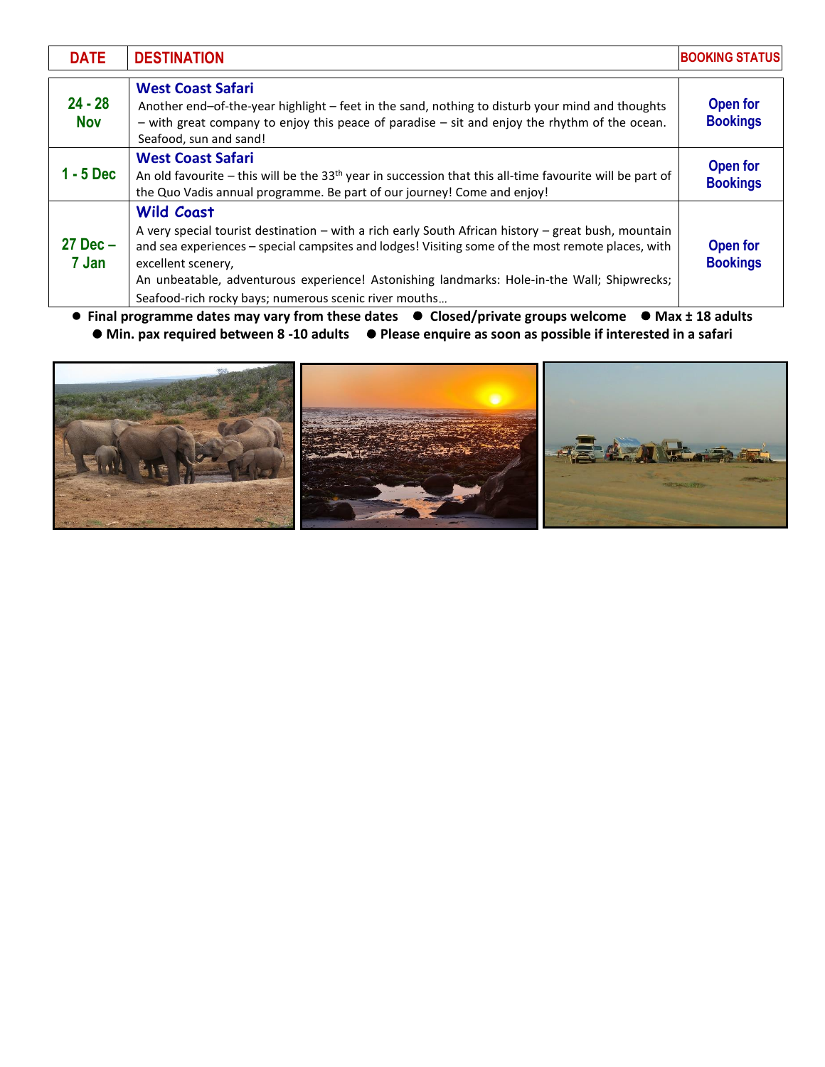| DATE | DESTINATION | BOOKING STATUS |
|---|---|---|
| 24 - 28 Nov | **West Coast Safari**<br>Another end–of-the-year highlight – feet in the sand, nothing to disturb your mind and thoughts – with great company to enjoy this peace of paradise – sit and enjoy the rhythm of the ocean. Seafood, sun and sand! | Open for Bookings |
| 1 - 5 Dec | **West Coast Safari**<br>An old favourite – this will be the 33rd year in succession that this all-time favourite will be part of the Quo Vadis annual programme. Be part of our journey! Come and enjoy! | Open for Bookings |
| 27 Dec – 7 Jan | **Wild Coast**<br>A very special tourist destination – with a rich early South African history – great bush, mountain and sea experiences – special campsites and lodges! Visiting some of the most remote places, with excellent scenery,<br>An unbeatable, adventurous experience! Astonishing landmarks: Hole-in-the Wall; Shipwrecks; Seafood-rich rocky bays; numerous scenic river mouths… | Open for Bookings |

- **Final programme dates may vary from these dates**
- **Closed/private groups welcome**
- **Max ± 18 adults**
- **Min. pax required between 8 -10 adults**
- **Please enquire as soon as possible if interested in a safari**